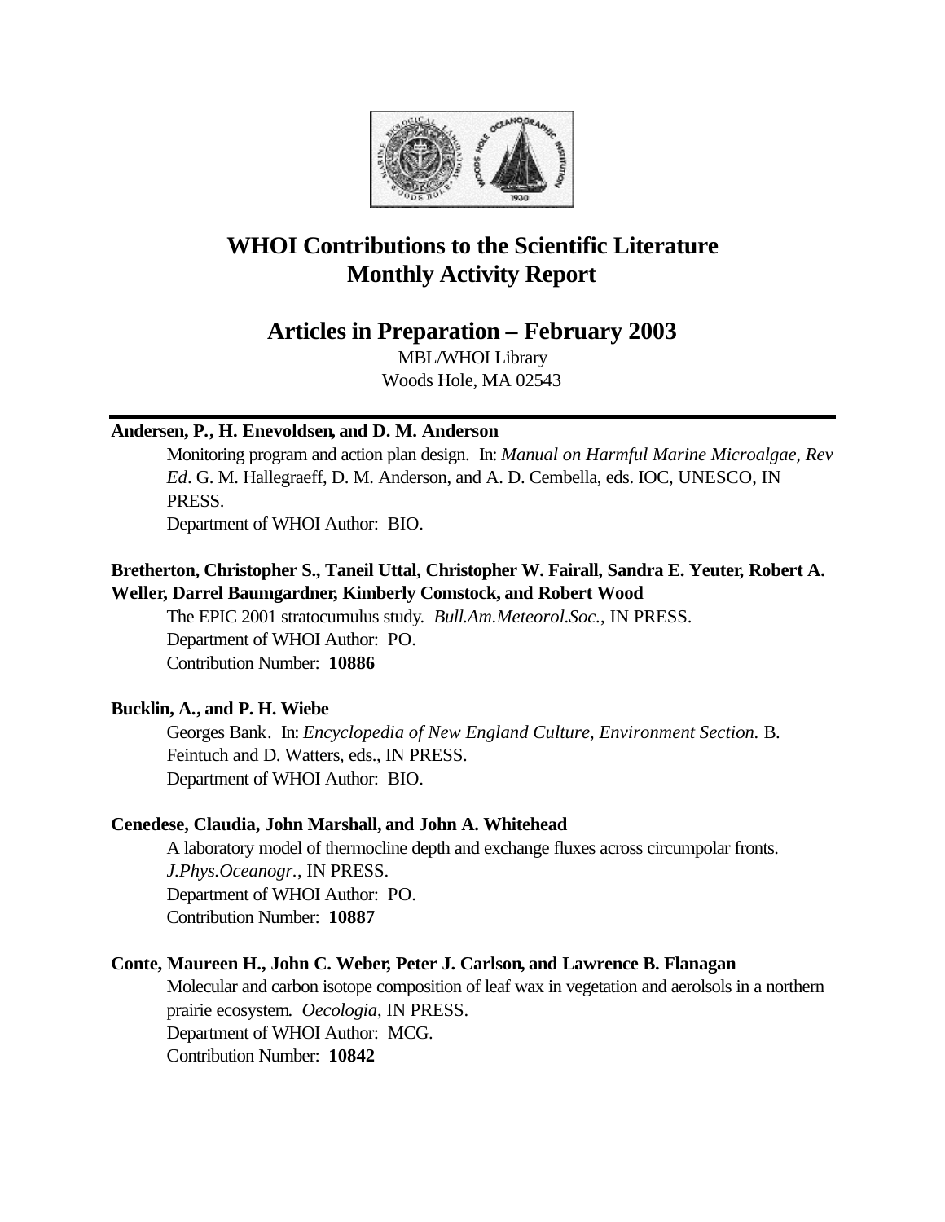# WHOI Contributions to the Scientific Literature
# Monthly Activity Report

## Articles in Preparation – February 2003

MBL/WHOI Library
Woods Hole, MA 02543

---

**Andersen, P., H. Enevoldsen, and D. M. Anderson**

Monitoring program and action plan design. In: *Manual on Harmful Marine Microalgae, Rev Ed*. G. M. Hallegraeff, D. M. Anderson, and A. D. Cembella, eds. IOC, UNESCO, IN PRESS.
Department of WHOI Author: BIO.

**Bretherton, Christopher S., Taneil Uttal, Christopher W. Fairall, Sandra E. Yeuter, Robert A. Weller, Darrel Baumgardner, Kimberly Comstock, and Robert Wood**

The EPIC 2001 stratocumulus study. *Bull.Am.Meteorol.Soc.*, IN PRESS.
Department of WHOI Author: PO.
Contribution Number: **10886**

**Bucklin, A., and P. H. Wiebe**

Georges Bank. In: *Encyclopedia of New England Culture, Environment Section.* B. Feintuch and D. Watters, eds., IN PRESS.
Department of WHOI Author: BIO.

**Cenedese, Claudia, John Marshall, and John A. Whitehead**

A laboratory model of thermocline depth and exchange fluxes across circumpolar fronts. *J.Phys.Oceanogr.*, IN PRESS.
Department of WHOI Author: PO.
Contribution Number: **10887**

**Conte, Maureen H., John C. Weber, Peter J. Carlson, and Lawrence B. Flanagan**

Molecular and carbon isotope composition of leaf wax in vegetation and aerolsols in a northern prairie ecosystem. *Oecologia*, IN PRESS.
Department of WHOI Author: MCG.
Contribution Number: **10842**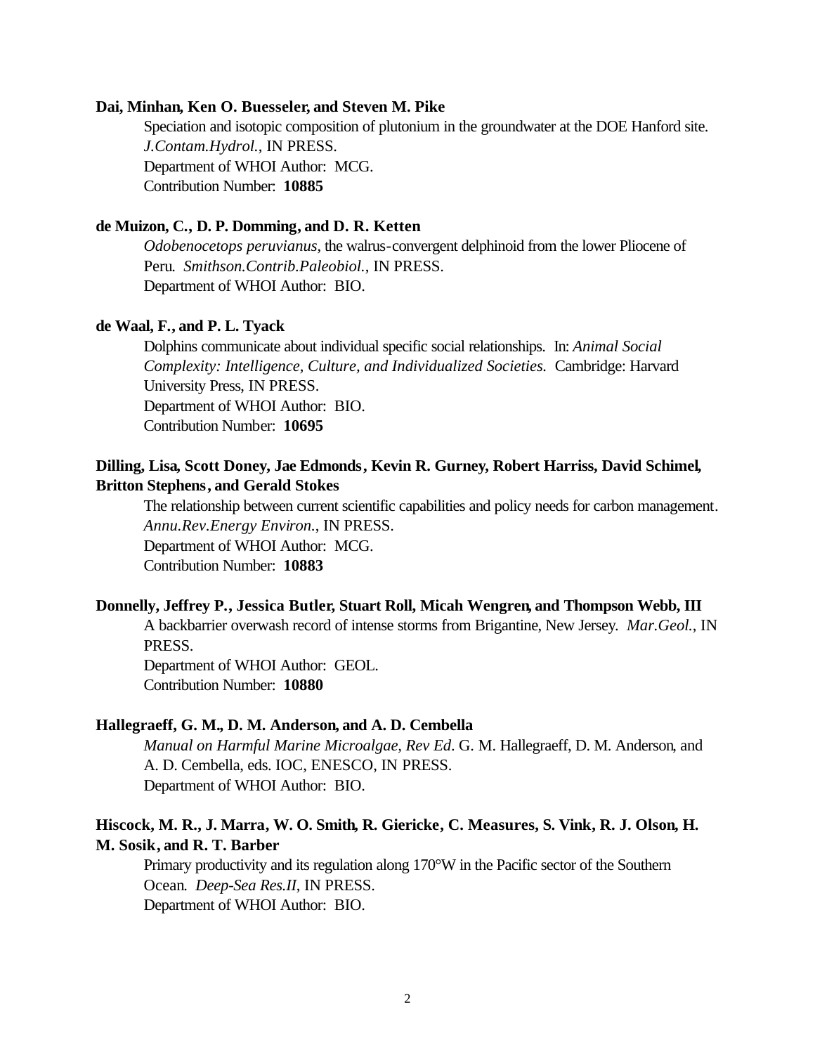**Dai, Minhan, Ken O. Buesseler, and Steven M. Pike**

Speciation and isotopic composition of plutonium in the groundwater at the DOE Hanford site. *J.Contam.Hydrol.*, IN PRESS.
Department of WHOI Author: MCG.
Contribution Number: **10885**

**de Muizon, C., D. P. Domming, and D. R. Ketten**

*Odobenocetops peruvianus*, the walrus-convergent delphinoid from the lower Pliocene of Peru. *Smithson.Contrib.Paleobiol.*, IN PRESS.
Department of WHOI Author: BIO.

**de Waal, F., and P. L. Tyack**

Dolphins communicate about individual specific social relationships. In: *Animal Social Complexity: Intelligence, Culture, and Individualized Societies.* Cambridge: Harvard University Press, IN PRESS.
Department of WHOI Author: BIO.
Contribution Number: **10695**

**Dilling, Lisa, Scott Doney, Jae Edmonds, Kevin R. Gurney, Robert Harriss, David Schimel, Britton Stephens, and Gerald Stokes**

The relationship between current scientific capabilities and policy needs for carbon management. *Annu.Rev.Energy Environ.*, IN PRESS.
Department of WHOI Author: MCG.
Contribution Number: **10883**

**Donnelly, Jeffrey P., Jessica Butler, Stuart Roll, Micah Wengren, and Thompson Webb, III**

A backbarrier overwash record of intense storms from Brigantine, New Jersey. *Mar.Geol.*, IN PRESS.
Department of WHOI Author: GEOL.
Contribution Number: **10880**

**Hallegraeff, G. M., D. M. Anderson, and A. D. Cembella**

*Manual on Harmful Marine Microalgae, Rev Ed*. G. M. Hallegraeff, D. M. Anderson, and A. D. Cembella, eds. IOC, ENESCO, IN PRESS.
Department of WHOI Author: BIO.

**Hiscock, M. R., J. Marra, W. O. Smith, R. Giericke, C. Measures, S. Vink, R. J. Olson, H. M. Sosik, and R. T. Barber**

Primary productivity and its regulation along 170°W in the Pacific sector of the Southern Ocean. *Deep-Sea Res.II*, IN PRESS.
Department of WHOI Author: BIO.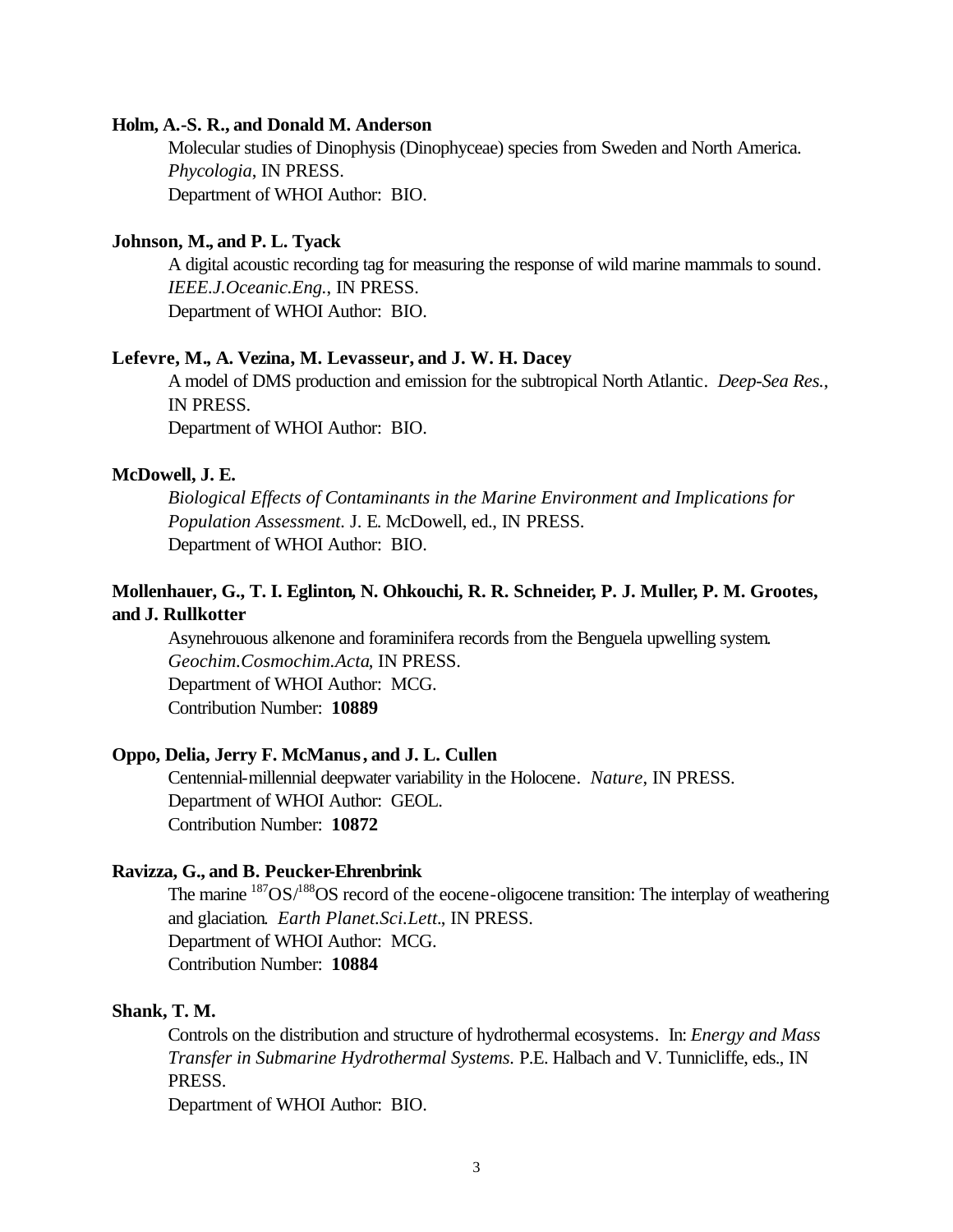**Holm, A.-S. R., and Donald M. Anderson**

Molecular studies of Dinophysis (Dinophyceae) species from Sweden and North America. *Phycologia*, IN PRESS.
Department of WHOI Author: BIO.

**Johnson, M., and P. L. Tyack**

A digital acoustic recording tag for measuring the response of wild marine mammals to sound. *IEEE.J.Oceanic.Eng.*, IN PRESS.
Department of WHOI Author: BIO.

**Lefevre, M., A. Vezina, M. Levasseur, and J. W. H. Dacey**

A model of DMS production and emission for the subtropical North Atlantic. *Deep-Sea Res.*, IN PRESS.
Department of WHOI Author: BIO.

**McDowell, J. E.**

*Biological Effects of Contaminants in the Marine Environment and Implications for Population Assessment.* J. E. McDowell, ed., IN PRESS.
Department of WHOI Author: BIO.

**Mollenhauer, G., T. I. Eglinton, N. Ohkouchi, R. R. Schneider, P. J. Muller, P. M. Grootes, and J. Rullkotter**

Asynehrouous alkenone and foraminifera records from the Benguela upwelling system. *Geochim.Cosmochim.Acta*, IN PRESS.
Department of WHOI Author: MCG.
Contribution Number: **10889**

**Oppo, Delia, Jerry F. McManus, and J. L. Cullen**

Centennial-millennial deepwater variability in the Holocene. *Nature*, IN PRESS.
Department of WHOI Author: GEOL.
Contribution Number: **10872**

**Ravizza, G., and B. Peucker-Ehrenbrink**

The marine $^{187}OS/^{188}OS$ record of the eocene-oligocene transition: The interplay of weathering and glaciation. *Earth Planet.Sci.Lett.*, IN PRESS.
Department of WHOI Author: MCG.
Contribution Number: **10884**

**Shank, T. M.**

Controls on the distribution and structure of hydrothermal ecosystems. In: *Energy and Mass Transfer in Submarine Hydrothermal Systems.* P.E. Halbach and V. Tunnicliffe, eds., IN PRESS.
Department of WHOI Author: BIO.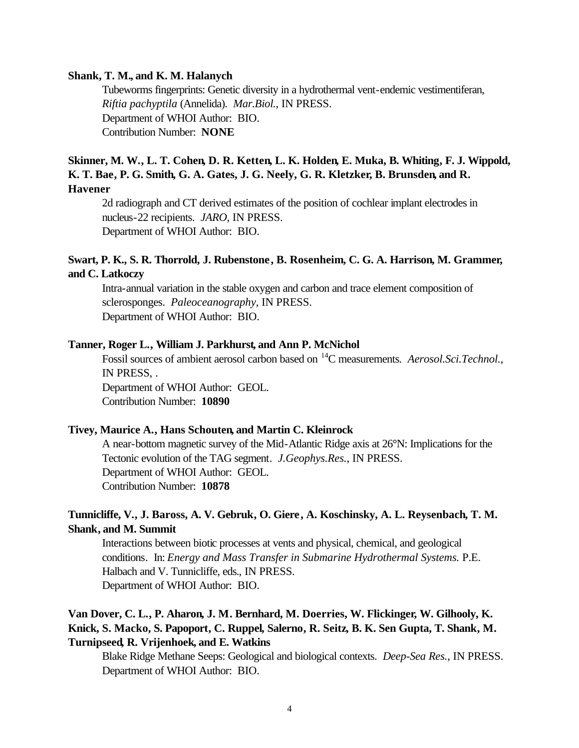**Shank, T. M., and K. M. Halanych**

Tubeworms fingerprints: Genetic diversity in a hydrothermal vent-endemic vestimentiferan, *Riftia pachyptila* (Annelida). *Mar.Biol.*, IN PRESS.
Department of WHOI Author: BIO.
Contribution Number: **NONE**

**Skinner, M. W., L. T. Cohen, D. R. Ketten, L. K. Holden, E. Muka, B. Whiting, F. J. Wippold, K. T. Bae, P. G. Smith, G. A. Gates, J. G. Neely, G. R. Kletzker, B. Brunsden, and R. Havener**

2d radiograph and CT derived estimates of the position of cochlear implant electrodes in nucleus-22 recipients. *JARO*, IN PRESS.
Department of WHOI Author: BIO.

**Swart, P. K., S. R. Thorrold, J. Rubenstone, B. Rosenheim, C. G. A. Harrison, M. Grammer, and C. Latkoczy**

Intra-annual variation in the stable oxygen and carbon and trace element composition of sclerosponges. *Paleoceanography*, IN PRESS.
Department of WHOI Author: BIO.

**Tanner, Roger L., William J. Parkhurst, and Ann P. McNichol**

Fossil sources of ambient aerosol carbon based on $^{14}C$ measurements. *Aerosol.Sci.Technol.*, IN PRESS, .
Department of WHOI Author: GEOL.
Contribution Number: **10890**

**Tivey, Maurice A., Hans Schouten, and Martin C. Kleinrock**

A near-bottom magnetic survey of the Mid-Atlantic Ridge axis at 26°N: Implications for the Tectonic evolution of the TAG segment. *J.Geophys.Res.*, IN PRESS.
Department of WHOI Author: GEOL.
Contribution Number: **10878**

**Tunnicliffe, V., J. Baross, A. V. Gebruk, O. Giere, A. Koschinsky, A. L. Reysenbach, T. M. Shank, and M. Summit**

Interactions between biotic processes at vents and physical, chemical, and geological conditions. In: *Energy and Mass Transfer in Submarine Hydrothermal Systems.* P.E. Halbach and V. Tunnicliffe, eds., IN PRESS.
Department of WHOI Author: BIO.

**Van Dover, C. L., P. Aharon, J. M. Bernhard, M. Doerries, W. Flickinger, W. Gilhooly, K. Knick, S. Macko, S. Papoport, C. Ruppel, Salerno, R. Seitz, B. K. Sen Gupta, T. Shank, M. Turnipseed, R. Vrijenhoek, and E. Watkins**

Blake Ridge Methane Seeps: Geological and biological contexts. *Deep-Sea Res.*, IN PRESS.
Department of WHOI Author: BIO.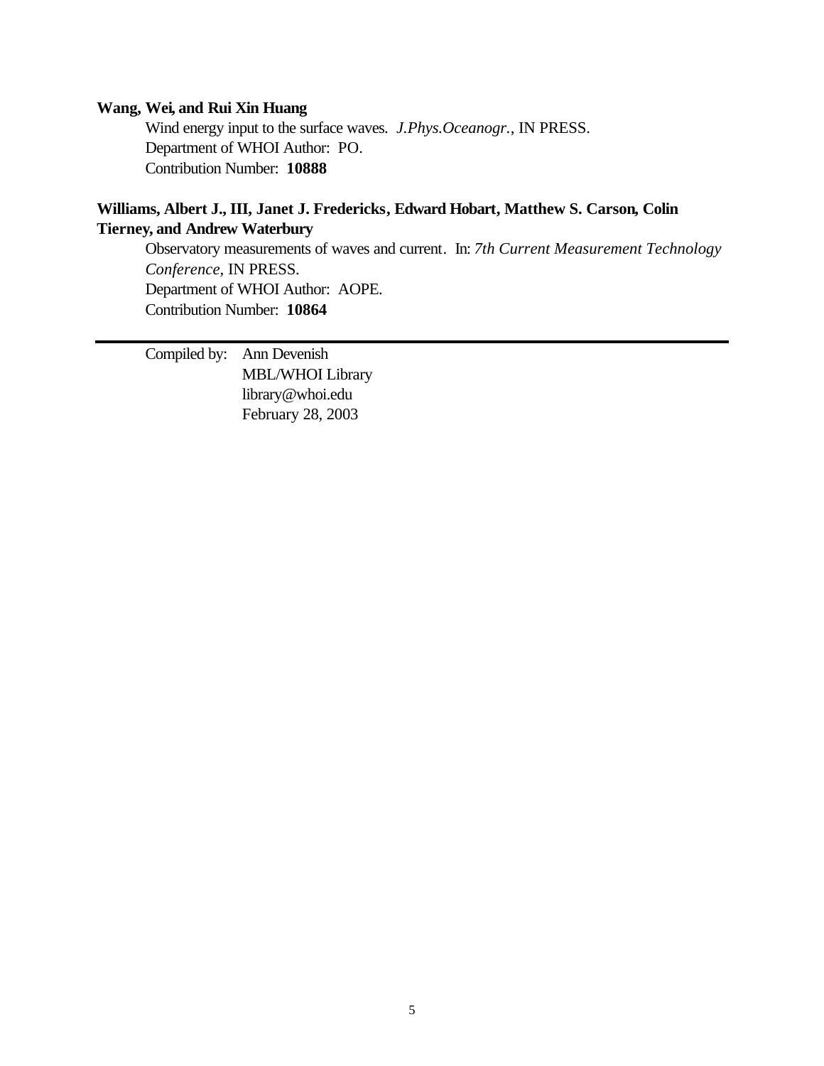**Wang, Wei, and Rui Xin Huang**

Wind energy input to the surface waves. *J.Phys.Oceanogr.*, IN PRESS.
Department of WHOI Author: PO.
Contribution Number: **10888**

**Williams, Albert J., III, Janet J. Fredericks, Edward Hobart, Matthew S. Carson, Colin Tierney, and Andrew Waterbury**

Observatory measurements of waves and current. In: *7th Current Measurement Technology Conference*, IN PRESS.
Department of WHOI Author: AOPE.
Contribution Number: **10864**

---

Compiled by: Ann Devenish
MBL/WHOI Library
library@whoi.edu
February 28, 2003